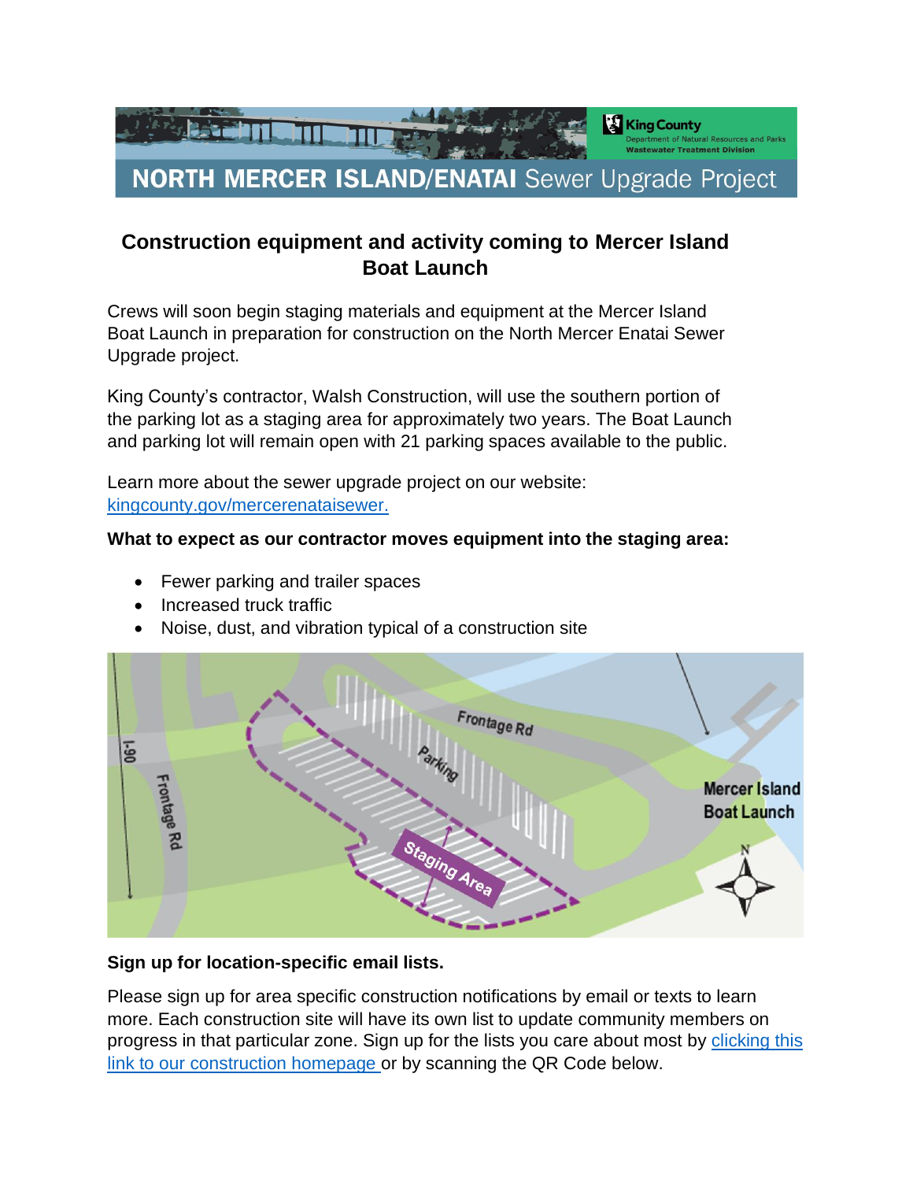NORTH MERCER ISLAND/ENATAI Sewer Upgrade Project

King County
Department of Natural Resources and Parks
Wastewater Treatment Division

## Construction equipment and activity coming to Mercer Island Boat Launch

Crews will soon begin staging materials and equipment at the Mercer Island Boat Launch in preparation for construction on the North Mercer Enatai Sewer Upgrade project.

King County's contractor, Walsh Construction, will use the southern portion of the parking lot as a staging area for approximately two years. The Boat Launch and parking lot will remain open with 21 parking spaces available to the public.

Learn more about the sewer upgrade project on our website: [kingcounty.gov/mercerenataisewer.](kingcounty.gov/mercerenataisewer)

**What to expect as our contractor moves equipment into the staging area:**

- Fewer parking and trailer spaces
- Increased truck traffic
- Noise, dust, and vibration typical of a construction site

**Sign up for location-specific email lists.**

Please sign up for area specific construction notifications by email or texts to learn more. Each construction site will have its own list to update community members on progress in that particular zone. Sign up for the lists you care about most by clicking this link to our construction homepage or by scanning the QR Code below.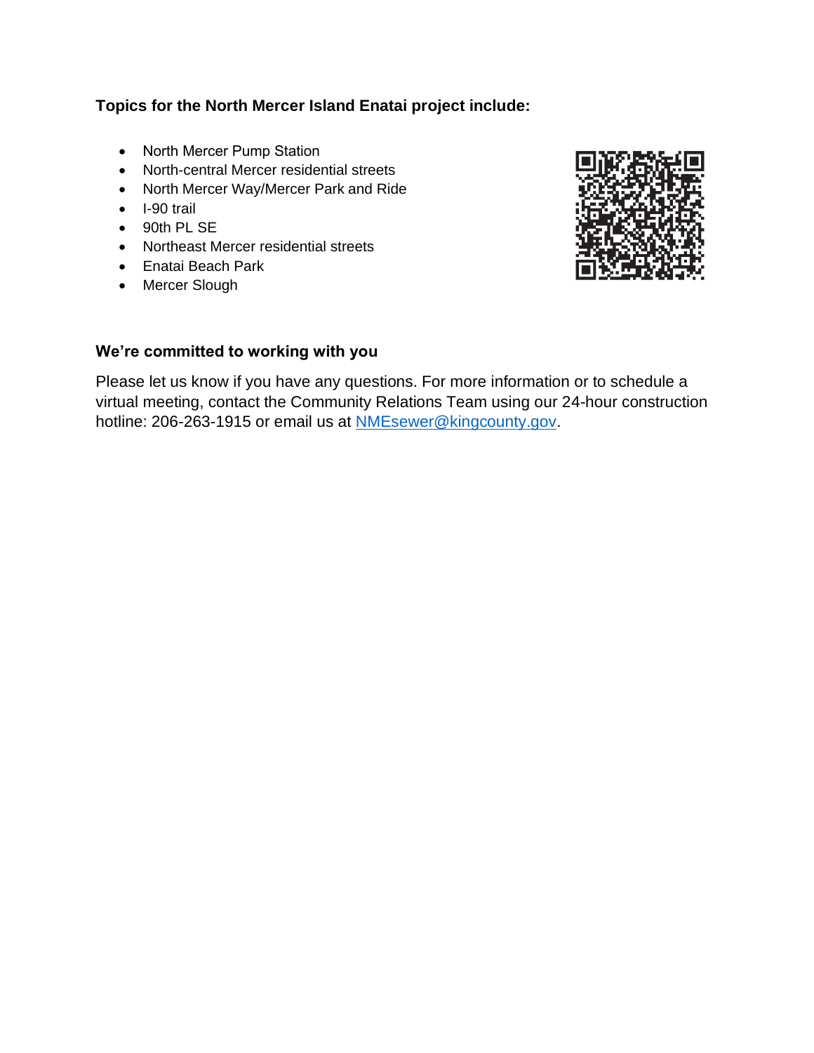**Topics for the North Mercer Island Enatai project include:**

- North Mercer Pump Station
- North-central Mercer residential streets
- North Mercer Way/Mercer Park and Ride
- I-90 trail
- 90th PL SE
- Northeast Mercer residential streets
- Enatai Beach Park
- Mercer Slough

**We're committed to working with you**

Please let us know if you have any questions. For more information or to schedule a virtual meeting, contact the Community Relations Team using our 24-hour construction hotline: 206-263-1915 or email us at [NMEsewer@kingcounty.gov](mailto:NMEsewer@kingcounty.gov).